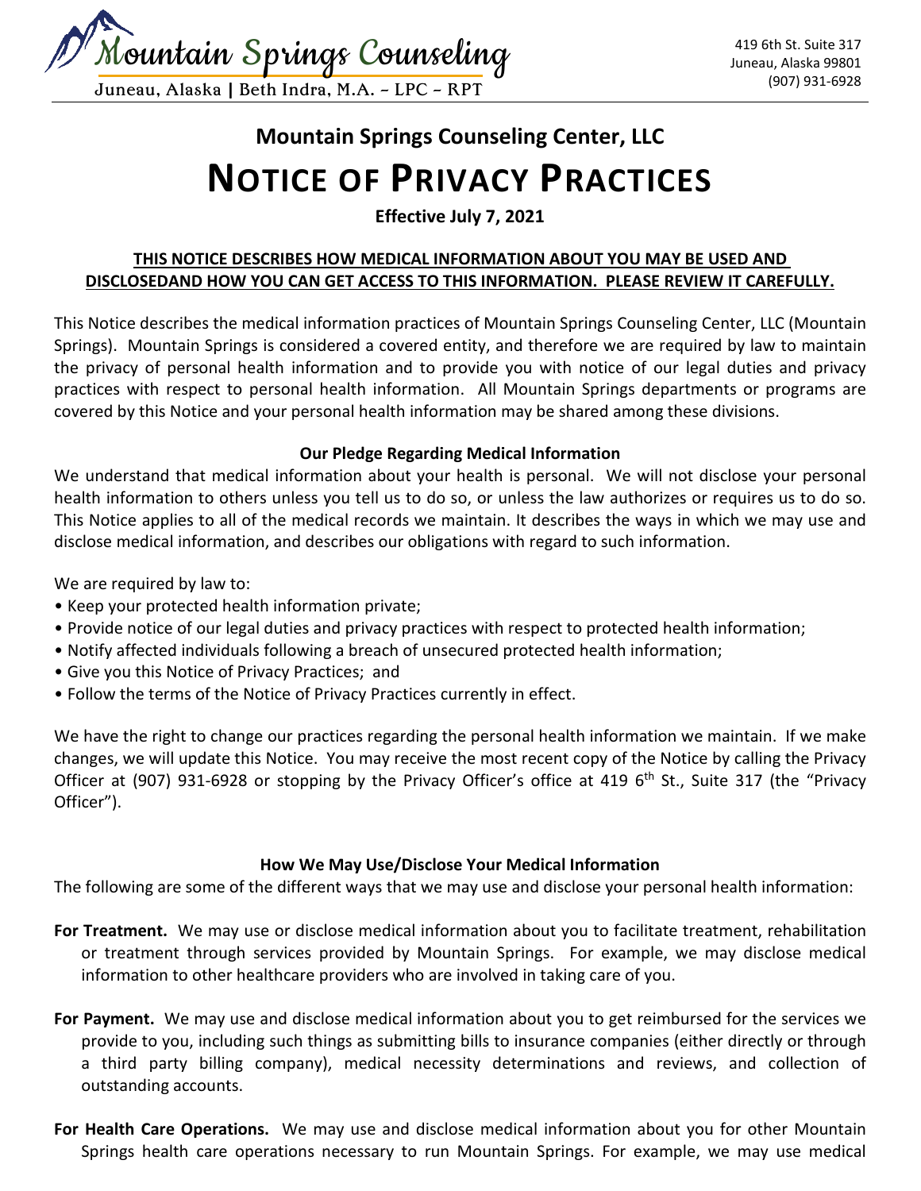Mountain Springs Counseling

Juneau, Alaska | Beth Indra, M.A. – LPC – RPT

419 6th St. Suite 317
Juneau, Alaska 99801
(907) 931-6928

## Mountain Springs Counseling Center, LLC

# NOTICE OF PRIVACY PRACTICES

**Effective July 7, 2021**

**THIS NOTICE DESCRIBES HOW MEDICAL INFORMATION ABOUT YOU MAY BE USED AND DISCLOSEDAND HOW YOU CAN GET ACCESS TO THIS INFORMATION. PLEASE REVIEW IT CAREFULLY.**

This Notice describes the medical information practices of Mountain Springs Counseling Center, LLC (Mountain Springs). Mountain Springs is considered a covered entity, and therefore we are required by law to maintain the privacy of personal health information and to provide you with notice of our legal duties and privacy practices with respect to personal health information. All Mountain Springs departments or programs are covered by this Notice and your personal health information may be shared among these divisions.

### Our Pledge Regarding Medical Information

We understand that medical information about your health is personal. We will not disclose your personal health information to others unless you tell us to do so, or unless the law authorizes or requires us to do so. This Notice applies to all of the medical records we maintain. It describes the ways in which we may use and disclose medical information, and describes our obligations with regard to such information.

We are required by law to:

- Keep your protected health information private;
- Provide notice of our legal duties and privacy practices with respect to protected health information;
- Notify affected individuals following a breach of unsecured protected health information;
- Give you this Notice of Privacy Practices; and
- Follow the terms of the Notice of Privacy Practices currently in effect.

We have the right to change our practices regarding the personal health information we maintain. If we make changes, we will update this Notice. You may receive the most recent copy of the Notice by calling the Privacy Officer at (907) 931-6928 or stopping by the Privacy Officer's office at 419 6th St., Suite 317 (the "Privacy Officer").

### How We May Use/Disclose Your Medical Information

The following are some of the different ways that we may use and disclose your personal health information:

**For Treatment.** We may use or disclose medical information about you to facilitate treatment, rehabilitation or treatment through services provided by Mountain Springs. For example, we may disclose medical information to other healthcare providers who are involved in taking care of you.

**For Payment.** We may use and disclose medical information about you to get reimbursed for the services we provide to you, including such things as submitting bills to insurance companies (either directly or through a third party billing company), medical necessity determinations and reviews, and collection of outstanding accounts.

**For Health Care Operations.** We may use and disclose medical information about you for other Mountain Springs health care operations necessary to run Mountain Springs. For example, we may use medical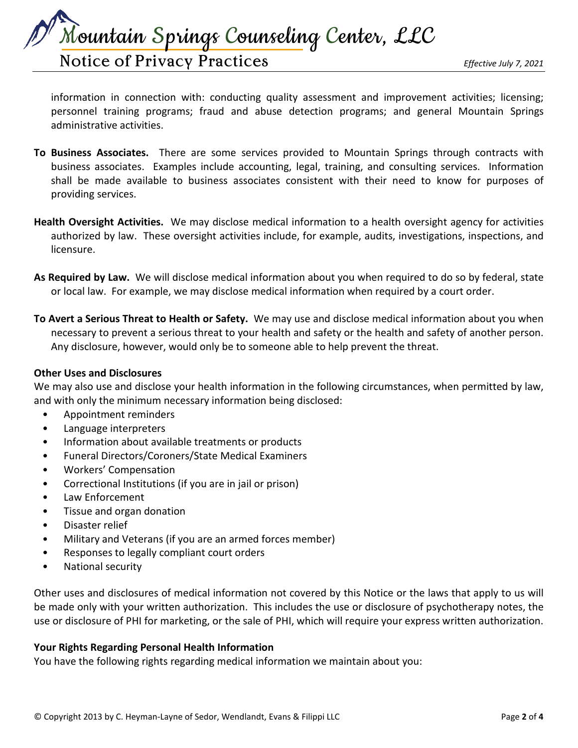information in connection with: conducting quality assessment and improvement activities; licensing; personnel training programs; fraud and abuse detection programs; and general Mountain Springs administrative activities.

**To Business Associates.** There are some services provided to Mountain Springs through contracts with business associates. Examples include accounting, legal, training, and consulting services. Information shall be made available to business associates consistent with their need to know for purposes of providing services.

**Health Oversight Activities.** We may disclose medical information to a health oversight agency for activities authorized by law. These oversight activities include, for example, audits, investigations, inspections, and licensure.

**As Required by Law.** We will disclose medical information about you when required to do so by federal, state or local law. For example, we may disclose medical information when required by a court order.

**To Avert a Serious Threat to Health or Safety.** We may use and disclose medical information about you when necessary to prevent a serious threat to your health and safety or the health and safety of another person. Any disclosure, however, would only be to someone able to help prevent the threat.

**Other Uses and Disclosures**

We may also use and disclose your health information in the following circumstances, when permitted by law, and with only the minimum necessary information being disclosed:

- Appointment reminders
- Language interpreters
- Information about available treatments or products
- Funeral Directors/Coroners/State Medical Examiners
- Workers' Compensation
- Correctional Institutions (if you are in jail or prison)
- Law Enforcement
- Tissue and organ donation
- Disaster relief
- Military and Veterans (if you are an armed forces member)
- Responses to legally compliant court orders
- National security

Other uses and disclosures of medical information not covered by this Notice or the laws that apply to us will be made only with your written authorization. This includes the use or disclosure of psychotherapy notes, the use or disclosure of PHI for marketing, or the sale of PHI, which will require your express written authorization.

**Your Rights Regarding Personal Health Information**

You have the following rights regarding medical information we maintain about you: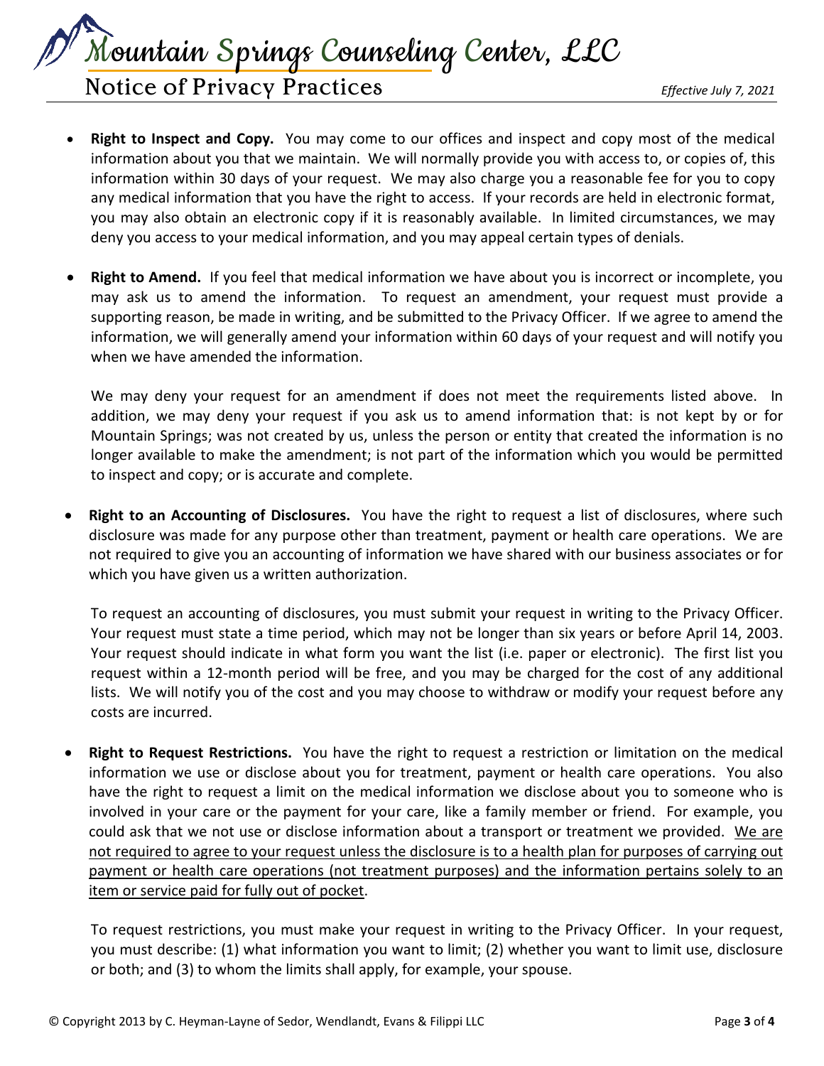- **Right to Inspect and Copy.** You may come to our offices and inspect and copy most of the medical information about you that we maintain. We will normally provide you with access to, or copies of, this information within 30 days of your request. We may also charge you a reasonable fee for you to copy any medical information that you have the right to access. If your records are held in electronic format, you may also obtain an electronic copy if it is reasonably available. In limited circumstances, we may deny you access to your medical information, and you may appeal certain types of denials.

- **Right to Amend.** If you feel that medical information we have about you is incorrect or incomplete, you may ask us to amend the information. To request an amendment, your request must provide a supporting reason, be made in writing, and be submitted to the Privacy Officer. If we agree to amend the information, we will generally amend your information within 60 days of your request and will notify you when we have amended the information.

  We may deny your request for an amendment if does not meet the requirements listed above. In addition, we may deny your request if you ask us to amend information that: is not kept by or for Mountain Springs; was not created by us, unless the person or entity that created the information is no longer available to make the amendment; is not part of the information which you would be permitted to inspect and copy; or is accurate and complete.

- **Right to an Accounting of Disclosures.** You have the right to request a list of disclosures, where such disclosure was made for any purpose other than treatment, payment or health care operations. We are not required to give you an accounting of information we have shared with our business associates or for which you have given us a written authorization.

  To request an accounting of disclosures, you must submit your request in writing to the Privacy Officer. Your request must state a time period, which may not be longer than six years or before April 14, 2003. Your request should indicate in what form you want the list (i.e. paper or electronic). The first list you request within a 12-month period will be free, and you may be charged for the cost of any additional lists. We will notify you of the cost and you may choose to withdraw or modify your request before any costs are incurred.

- **Right to Request Restrictions.** You have the right to request a restriction or limitation on the medical information we use or disclose about you for treatment, payment or health care operations. You also have the right to request a limit on the medical information we disclose about you to someone who is involved in your care or the payment for your care, like a family member or friend. For example, you could ask that we not use or disclose information about a transport or treatment we provided. <u>We are not required to agree to your request unless the disclosure is to a health plan for purposes of carrying out payment or health care operations (not treatment purposes) and the information pertains solely to an item or service paid for fully out of pocket</u>.

  To request restrictions, you must make your request in writing to the Privacy Officer. In your request, you must describe: (1) what information you want to limit; (2) whether you want to limit use, disclosure or both; and (3) to whom the limits shall apply, for example, your spouse.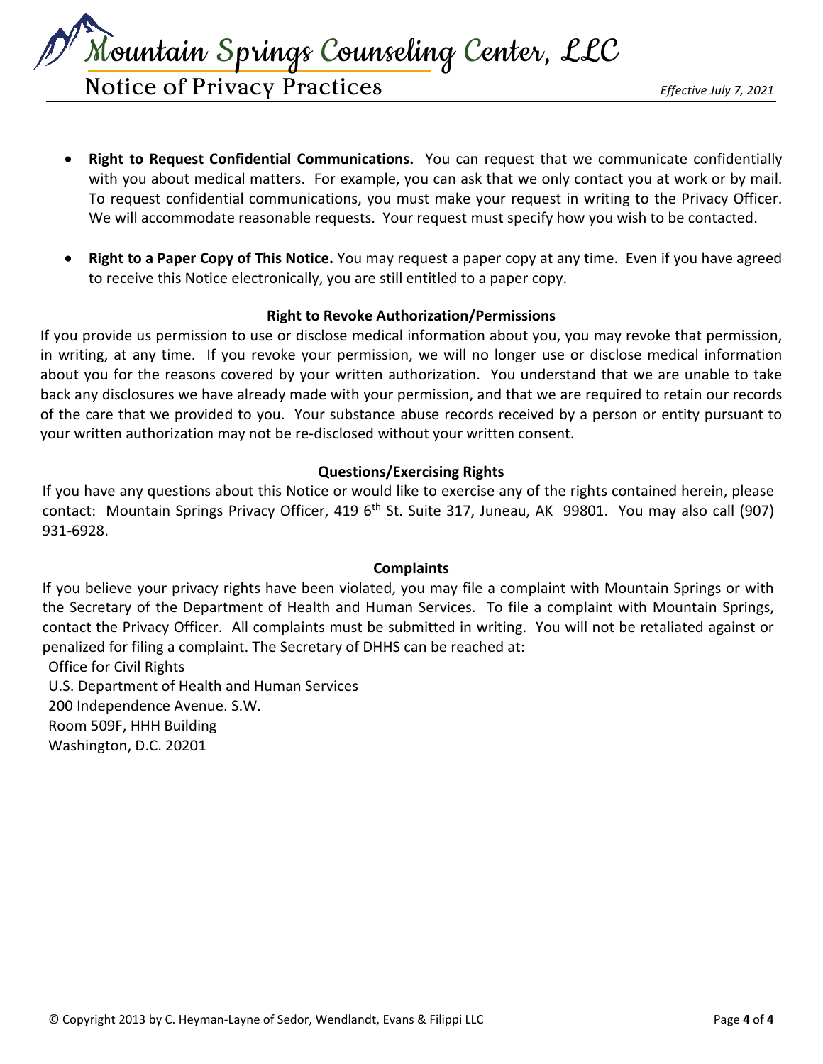- **Right to Request Confidential Communications.** You can request that we communicate confidentially with you about medical matters. For example, you can ask that we only contact you at work or by mail. To request confidential communications, you must make your request in writing to the Privacy Officer. We will accommodate reasonable requests. Your request must specify how you wish to be contacted.

- **Right to a Paper Copy of This Notice.** You may request a paper copy at any time. Even if you have agreed to receive this Notice electronically, you are still entitled to a paper copy.

### Right to Revoke Authorization/Permissions

If you provide us permission to use or disclose medical information about you, you may revoke that permission, in writing, at any time. If you revoke your permission, we will no longer use or disclose medical information about you for the reasons covered by your written authorization. You understand that we are unable to take back any disclosures we have already made with your permission, and that we are required to retain our records of the care that we provided to you. Your substance abuse records received by a person or entity pursuant to your written authorization may not be re-disclosed without your written consent.

### Questions/Exercising Rights

If you have any questions about this Notice or would like to exercise any of the rights contained herein, please contact: Mountain Springs Privacy Officer, 419 6th St. Suite 317, Juneau, AK 99801. You may also call (907) 931-6928.

### Complaints

If you believe your privacy rights have been violated, you may file a complaint with Mountain Springs or with the Secretary of the Department of Health and Human Services. To file a complaint with Mountain Springs, contact the Privacy Officer. All complaints must be submitted in writing. You will not be retaliated against or penalized for filing a complaint. The Secretary of DHHS can be reached at:

Office for Civil Rights
U.S. Department of Health and Human Services
200 Independence Avenue. S.W.
Room 509F, HHH Building
Washington, D.C. 20201

© Copyright 2013 by C. Heyman-Layne of Sedor, Wendlandt, Evans & Filippi LLC